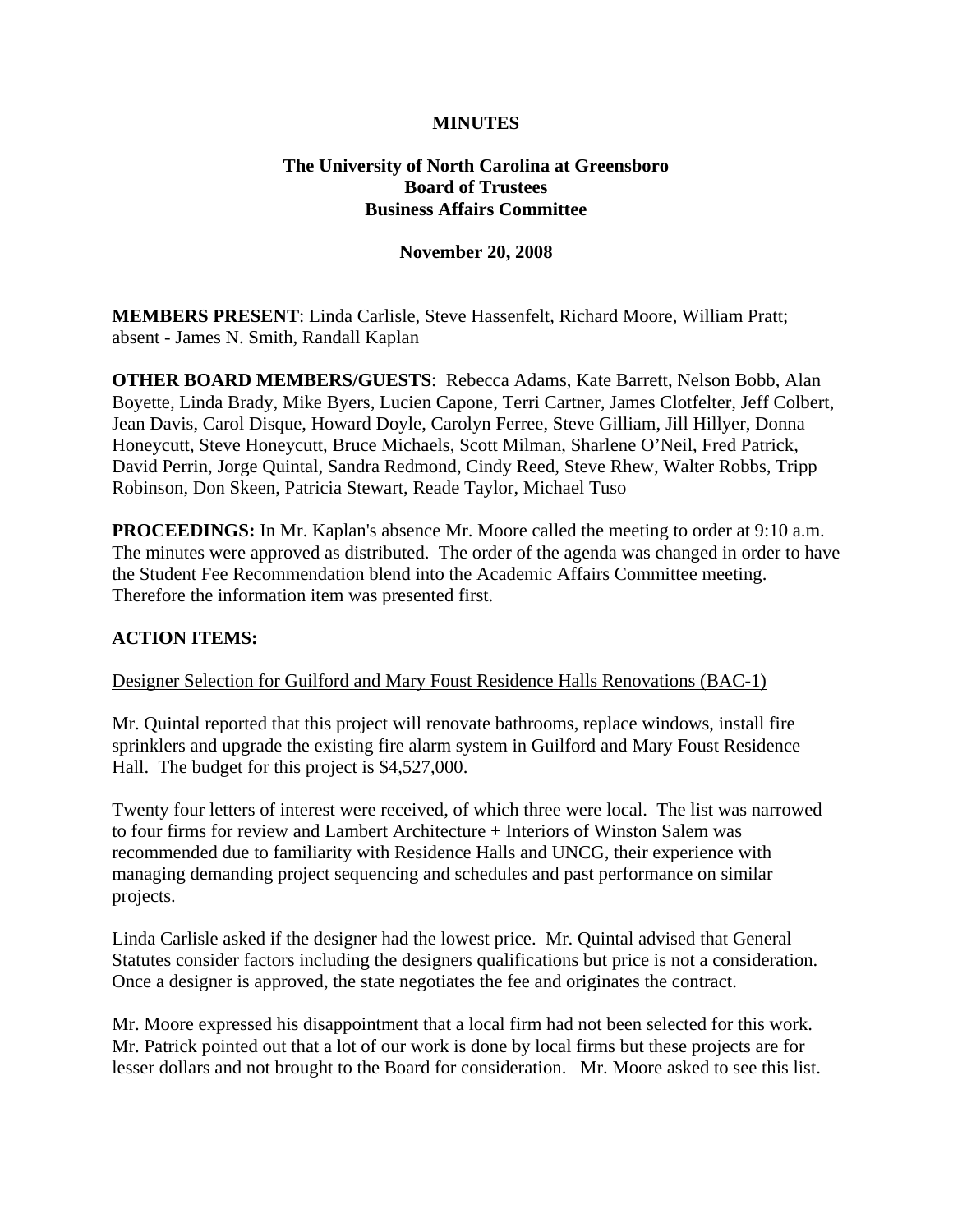**MINUTES**

**The University of North Carolina at Greensboro**
**Board of Trustees**
**Business Affairs Committee**

**November 20, 2008**

**MEMBERS PRESENT**: Linda Carlisle, Steve Hassenfelt, Richard Moore, William Pratt; absent - James N. Smith, Randall Kaplan

**OTHER BOARD MEMBERS/GUESTS**: Rebecca Adams, Kate Barrett, Nelson Bobb, Alan Boyette, Linda Brady, Mike Byers, Lucien Capone, Terri Cartner, James Clotfelter, Jeff Colbert, Jean Davis, Carol Disque, Howard Doyle, Carolyn Ferree, Steve Gilliam, Jill Hillyer, Donna Honeycutt, Steve Honeycutt, Bruce Michaels, Scott Milman, Sharlene O'Neil, Fred Patrick, David Perrin, Jorge Quintal, Sandra Redmond, Cindy Reed, Steve Rhew, Walter Robbs, Tripp Robinson, Don Skeen, Patricia Stewart, Reade Taylor, Michael Tuso

**PROCEEDINGS:** In Mr. Kaplan's absence Mr. Moore called the meeting to order at 9:10 a.m. The minutes were approved as distributed. The order of the agenda was changed in order to have the Student Fee Recommendation blend into the Academic Affairs Committee meeting. Therefore the information item was presented first.

**ACTION ITEMS:**

<u>Designer Selection for Guilford and Mary Foust Residence Halls Renovations (BAC-1)</u>

Mr. Quintal reported that this project will renovate bathrooms, replace windows, install fire sprinklers and upgrade the existing fire alarm system in Guilford and Mary Foust Residence Hall. The budget for this project is $4,527,000.

Twenty four letters of interest were received, of which three were local. The list was narrowed to four firms for review and Lambert Architecture + Interiors of Winston Salem was recommended due to familiarity with Residence Halls and UNCG, their experience with managing demanding project sequencing and schedules and past performance on similar projects.

Linda Carlisle asked if the designer had the lowest price. Mr. Quintal advised that General Statutes consider factors including the designers qualifications but price is not a consideration. Once a designer is approved, the state negotiates the fee and originates the contract.

Mr. Moore expressed his disappointment that a local firm had not been selected for this work. Mr. Patrick pointed out that a lot of our work is done by local firms but these projects are for lesser dollars and not brought to the Board for consideration. Mr. Moore asked to see this list.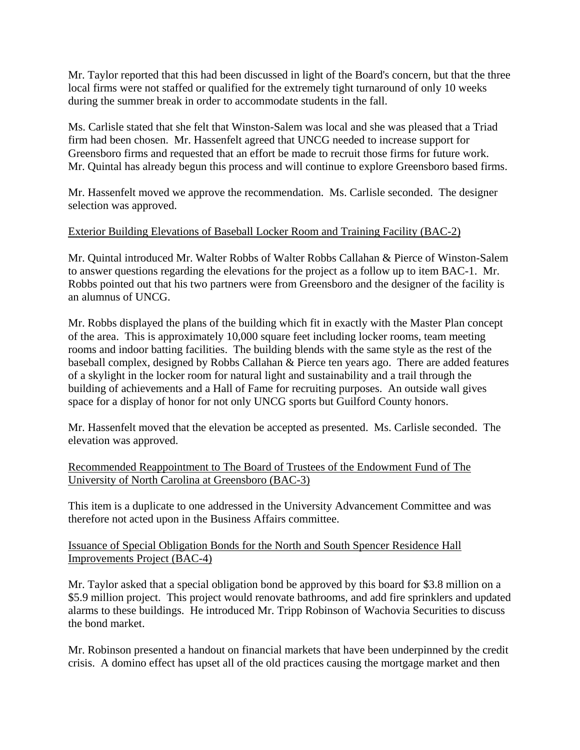Mr. Taylor reported that this had been discussed in light of the Board's concern, but that the three local firms were not staffed or qualified for the extremely tight turnaround of only 10 weeks during the summer break in order to accommodate students in the fall.

Ms. Carlisle stated that she felt that Winston-Salem was local and she was pleased that a Triad firm had been chosen. Mr. Hassenfelt agreed that UNCG needed to increase support for Greensboro firms and requested that an effort be made to recruit those firms for future work. Mr. Quintal has already begun this process and will continue to explore Greensboro based firms.

Mr. Hassenfelt moved we approve the recommendation. Ms. Carlisle seconded. The designer selection was approved.

<u>Exterior Building Elevations of Baseball Locker Room and Training Facility (BAC-2)</u>

Mr. Quintal introduced Mr. Walter Robbs of Walter Robbs Callahan & Pierce of Winston-Salem to answer questions regarding the elevations for the project as a follow up to item BAC-1. Mr. Robbs pointed out that his two partners were from Greensboro and the designer of the facility is an alumnus of UNCG.

Mr. Robbs displayed the plans of the building which fit in exactly with the Master Plan concept of the area. This is approximately 10,000 square feet including locker rooms, team meeting rooms and indoor batting facilities. The building blends with the same style as the rest of the baseball complex, designed by Robbs Callahan & Pierce ten years ago. There are added features of a skylight in the locker room for natural light and sustainability and a trail through the building of achievements and a Hall of Fame for recruiting purposes. An outside wall gives space for a display of honor for not only UNCG sports but Guilford County honors.

Mr. Hassenfelt moved that the elevation be accepted as presented. Ms. Carlisle seconded. The elevation was approved.

<u>Recommended Reappointment to The Board of Trustees of the Endowment Fund of The University of North Carolina at Greensboro (BAC-3)</u>

This item is a duplicate to one addressed in the University Advancement Committee and was therefore not acted upon in the Business Affairs committee.

<u>Issuance of Special Obligation Bonds for the North and South Spencer Residence Hall Improvements Project (BAC-4)</u>

Mr. Taylor asked that a special obligation bond be approved by this board for $3.8 million on a $5.9 million project. This project would renovate bathrooms, and add fire sprinklers and updated alarms to these buildings. He introduced Mr. Tripp Robinson of Wachovia Securities to discuss the bond market.

Mr. Robinson presented a handout on financial markets that have been underpinned by the credit crisis. A domino effect has upset all of the old practices causing the mortgage market and then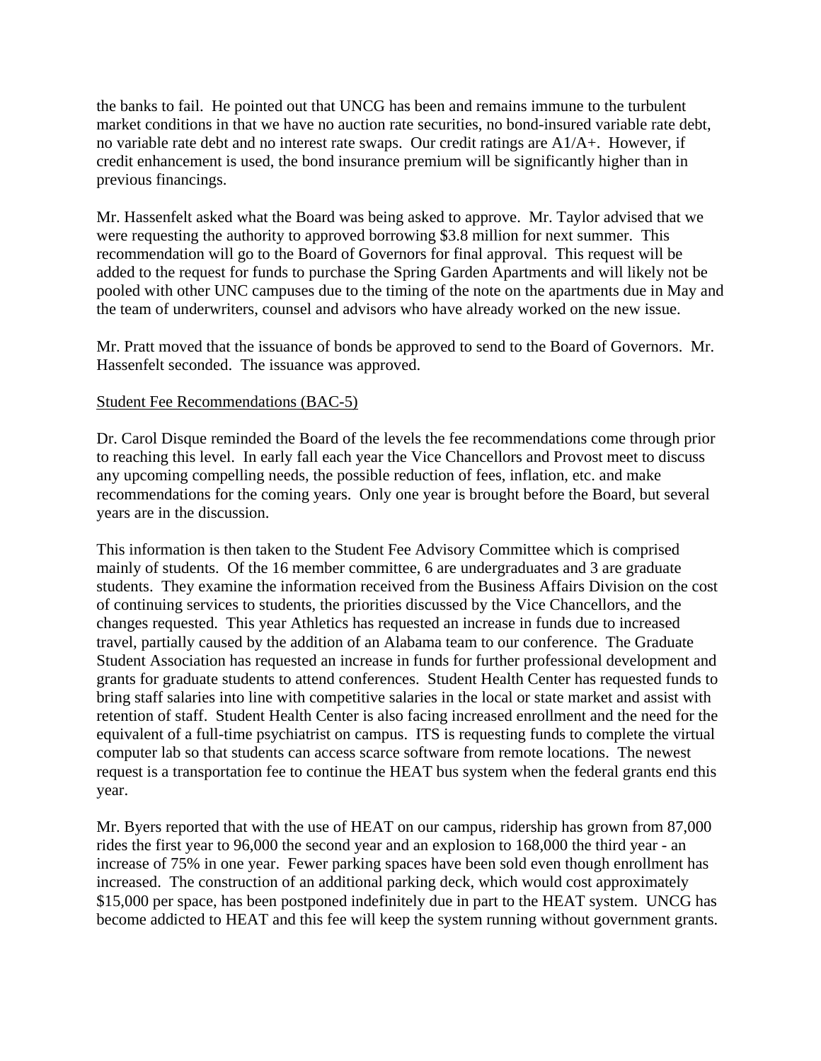the banks to fail. He pointed out that UNCG has been and remains immune to the turbulent market conditions in that we have no auction rate securities, no bond-insured variable rate debt, no variable rate debt and no interest rate swaps. Our credit ratings are A1/A+. However, if credit enhancement is used, the bond insurance premium will be significantly higher than in previous financings.

Mr. Hassenfelt asked what the Board was being asked to approve. Mr. Taylor advised that we were requesting the authority to approved borrowing $3.8 million for next summer. This recommendation will go to the Board of Governors for final approval. This request will be added to the request for funds to purchase the Spring Garden Apartments and will likely not be pooled with other UNC campuses due to the timing of the note on the apartments due in May and the team of underwriters, counsel and advisors who have already worked on the new issue.

Mr. Pratt moved that the issuance of bonds be approved to send to the Board of Governors. Mr. Hassenfelt seconded. The issuance was approved.

Student Fee Recommendations (BAC-5)

Dr. Carol Disque reminded the Board of the levels the fee recommendations come through prior to reaching this level. In early fall each year the Vice Chancellors and Provost meet to discuss any upcoming compelling needs, the possible reduction of fees, inflation, etc. and make recommendations for the coming years. Only one year is brought before the Board, but several years are in the discussion.

This information is then taken to the Student Fee Advisory Committee which is comprised mainly of students. Of the 16 member committee, 6 are undergraduates and 3 are graduate students. They examine the information received from the Business Affairs Division on the cost of continuing services to students, the priorities discussed by the Vice Chancellors, and the changes requested. This year Athletics has requested an increase in funds due to increased travel, partially caused by the addition of an Alabama team to our conference. The Graduate Student Association has requested an increase in funds for further professional development and grants for graduate students to attend conferences. Student Health Center has requested funds to bring staff salaries into line with competitive salaries in the local or state market and assist with retention of staff. Student Health Center is also facing increased enrollment and the need for the equivalent of a full-time psychiatrist on campus. ITS is requesting funds to complete the virtual computer lab so that students can access scarce software from remote locations. The newest request is a transportation fee to continue the HEAT bus system when the federal grants end this year.

Mr. Byers reported that with the use of HEAT on our campus, ridership has grown from 87,000 rides the first year to 96,000 the second year and an explosion to 168,000 the third year - an increase of 75% in one year. Fewer parking spaces have been sold even though enrollment has increased. The construction of an additional parking deck, which would cost approximately $15,000 per space, has been postponed indefinitely due in part to the HEAT system. UNCG has become addicted to HEAT and this fee will keep the system running without government grants.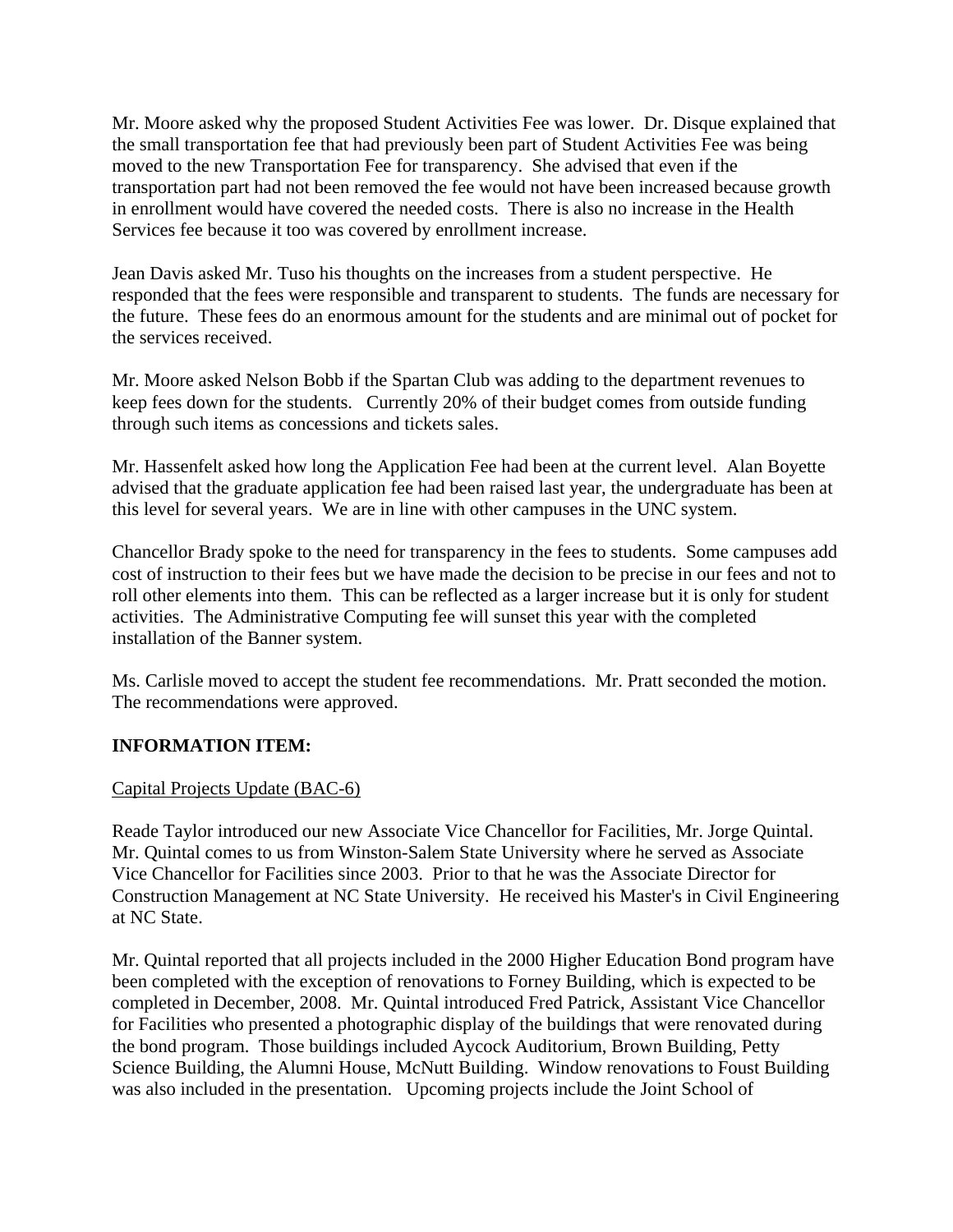Mr. Moore asked why the proposed Student Activities Fee was lower. Dr. Disque explained that the small transportation fee that had previously been part of Student Activities Fee was being moved to the new Transportation Fee for transparency. She advised that even if the transportation part had not been removed the fee would not have been increased because growth in enrollment would have covered the needed costs. There is also no increase in the Health Services fee because it too was covered by enrollment increase.

Jean Davis asked Mr. Tuso his thoughts on the increases from a student perspective. He responded that the fees were responsible and transparent to students. The funds are necessary for the future. These fees do an enormous amount for the students and are minimal out of pocket for the services received.

Mr. Moore asked Nelson Bobb if the Spartan Club was adding to the department revenues to keep fees down for the students. Currently 20% of their budget comes from outside funding through such items as concessions and tickets sales.

Mr. Hassenfelt asked how long the Application Fee had been at the current level. Alan Boyette advised that the graduate application fee had been raised last year, the undergraduate has been at this level for several years. We are in line with other campuses in the UNC system.

Chancellor Brady spoke to the need for transparency in the fees to students. Some campuses add cost of instruction to their fees but we have made the decision to be precise in our fees and not to roll other elements into them. This can be reflected as a larger increase but it is only for student activities. The Administrative Computing fee will sunset this year with the completed installation of the Banner system.

Ms. Carlisle moved to accept the student fee recommendations. Mr. Pratt seconded the motion. The recommendations were approved.

**INFORMATION ITEM:**

Capital Projects Update (BAC-6)

Reade Taylor introduced our new Associate Vice Chancellor for Facilities, Mr. Jorge Quintal. Mr. Quintal comes to us from Winston-Salem State University where he served as Associate Vice Chancellor for Facilities since 2003. Prior to that he was the Associate Director for Construction Management at NC State University. He received his Master's in Civil Engineering at NC State.

Mr. Quintal reported that all projects included in the 2000 Higher Education Bond program have been completed with the exception of renovations to Forney Building, which is expected to be completed in December, 2008. Mr. Quintal introduced Fred Patrick, Assistant Vice Chancellor for Facilities who presented a photographic display of the buildings that were renovated during the bond program. Those buildings included Aycock Auditorium, Brown Building, Petty Science Building, the Alumni House, McNutt Building. Window renovations to Foust Building was also included in the presentation. Upcoming projects include the Joint School of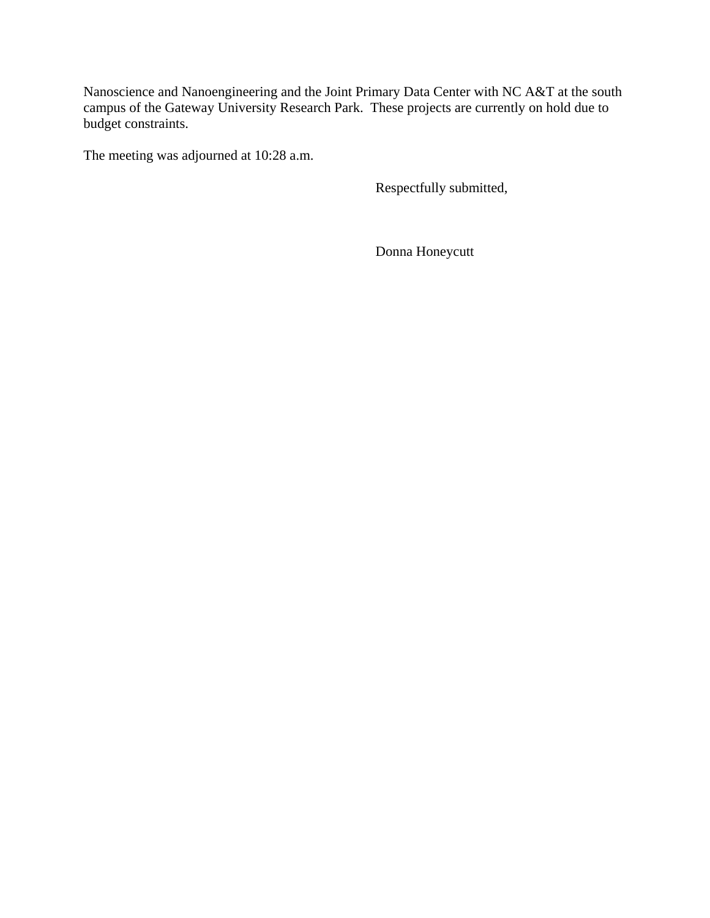Nanoscience and Nanoengineering and the Joint Primary Data Center with NC A&T at the south campus of the Gateway University Research Park. These projects are currently on hold due to budget constraints.

The meeting was adjourned at 10:28 a.m.

Respectfully submitted,

Donna Honeycutt